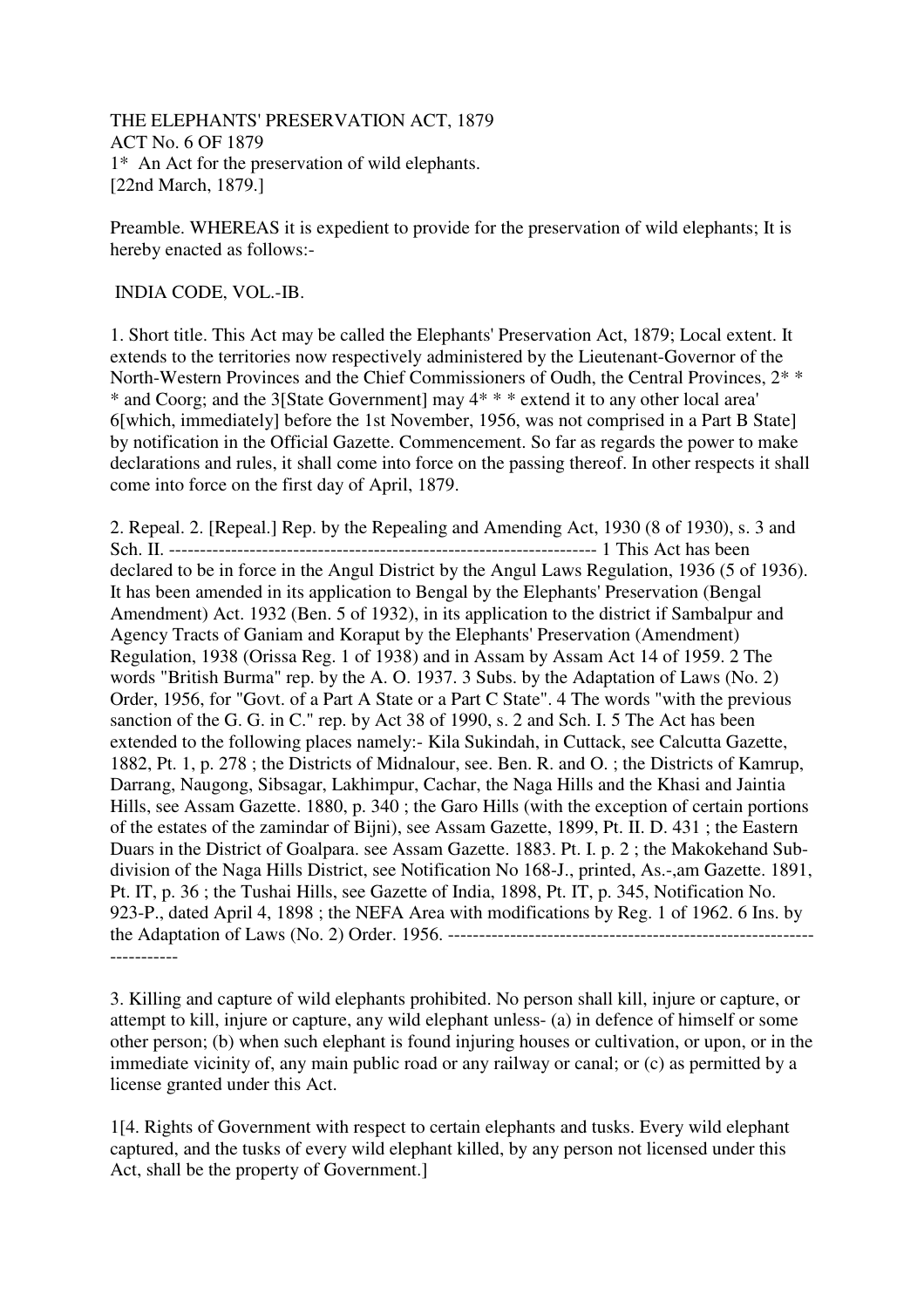THE ELEPHANTS' PRESERVATION ACT, 1879
ACT No. 6 OF 1879
1* An Act for the preservation of wild elephants.
[22nd March, 1879.]

Preamble. WHEREAS it is expedient to provide for the preservation of wild elephants; It is hereby enacted as follows:-

INDIA CODE, VOL.-IB.

1. Short title. This Act may be called the Elephants' Preservation Act, 1879; Local extent. It extends to the territories now respectively administered by the Lieutenant-Governor of the North-Western Provinces and the Chief Commissioners of Oudh, the Central Provinces, 2* * * and Coorg; and the 3[State Government] may 4* * * extend it to any other local area' 6[which, immediately] before the 1st November, 1956, was not comprised in a Part B State] by notification in the Official Gazette. Commencement. So far as regards the power to make declarations and rules, it shall come into force on the passing thereof. In other respects it shall come into force on the first day of April, 1879.

2. Repeal. 2. [Repeal.] Rep. by the Repealing and Amending Act, 1930 (8 of 1930), s. 3 and Sch. II. ---------------------------------------------------------------------- 1 This Act has been declared to be in force in the Angul District by the Angul Laws Regulation, 1936 (5 of 1936). It has been amended in its application to Bengal by the Elephants' Preservation (Bengal Amendment) Act. 1932 (Ben. 5 of 1932), in its application to the district if Sambalpur and Agency Tracts of Ganiam and Koraput by the Elephants' Preservation (Amendment) Regulation, 1938 (Orissa Reg. 1 of 1938) and in Assam by Assam Act 14 of 1959. 2 The words "British Burma" rep. by the A. O. 1937. 3 Subs. by the Adaptation of Laws (No. 2) Order, 1956, for "Govt. of a Part A State or a Part C State". 4 The words "with the previous sanction of the G. G. in C." rep. by Act 38 of 1990, s. 2 and Sch. I. 5 The Act has been extended to the following places namely:- Kila Sukindah, in Cuttack, see Calcutta Gazette, 1882, Pt. 1, p. 278 ; the Districts of Midnalour, see. Ben. R. and O. ; the Districts of Kamrup, Darrang, Naugong, Sibsagar, Lakhimpur, Cachar, the Naga Hills and the Khasi and Jaintia Hills, see Assam Gazette. 1880, p. 340 ; the Garo Hills (with the exception of certain portions of the estates of the zamindar of Bijni), see Assam Gazette, 1899, Pt. II. D. 431 ; the Eastern Duars in the District of Goalpara. see Assam Gazette. 1883. Pt. I. p. 2 ; the Makokehand Sub-division of the Naga Hills District, see Notification No 168-J., printed, As.-,am Gazette. 1891, Pt. IT, p. 36 ; the Tushai Hills, see Gazette of India, 1898, Pt. IT, p. 345, Notification No. 923-P., dated April 4, 1898 ; the NEFA Area with modifications by Reg. 1 of 1962. 6 Ins. by the Adaptation of Laws (No. 2) Order. 1956. ----------------------------------------------------------------------

3. Killing and capture of wild elephants prohibited. No person shall kill, injure or capture, or attempt to kill, injure or capture, any wild elephant unless- (a) in defence of himself or some other person; (b) when such elephant is found injuring houses or cultivation, or upon, or in the immediate vicinity of, any main public road or any railway or canal; or (c) as permitted by a license granted under this Act.

1[4. Rights of Government with respect to certain elephants and tusks. Every wild elephant captured, and the tusks of every wild elephant killed, by any person not licensed under this Act, shall be the property of Government.]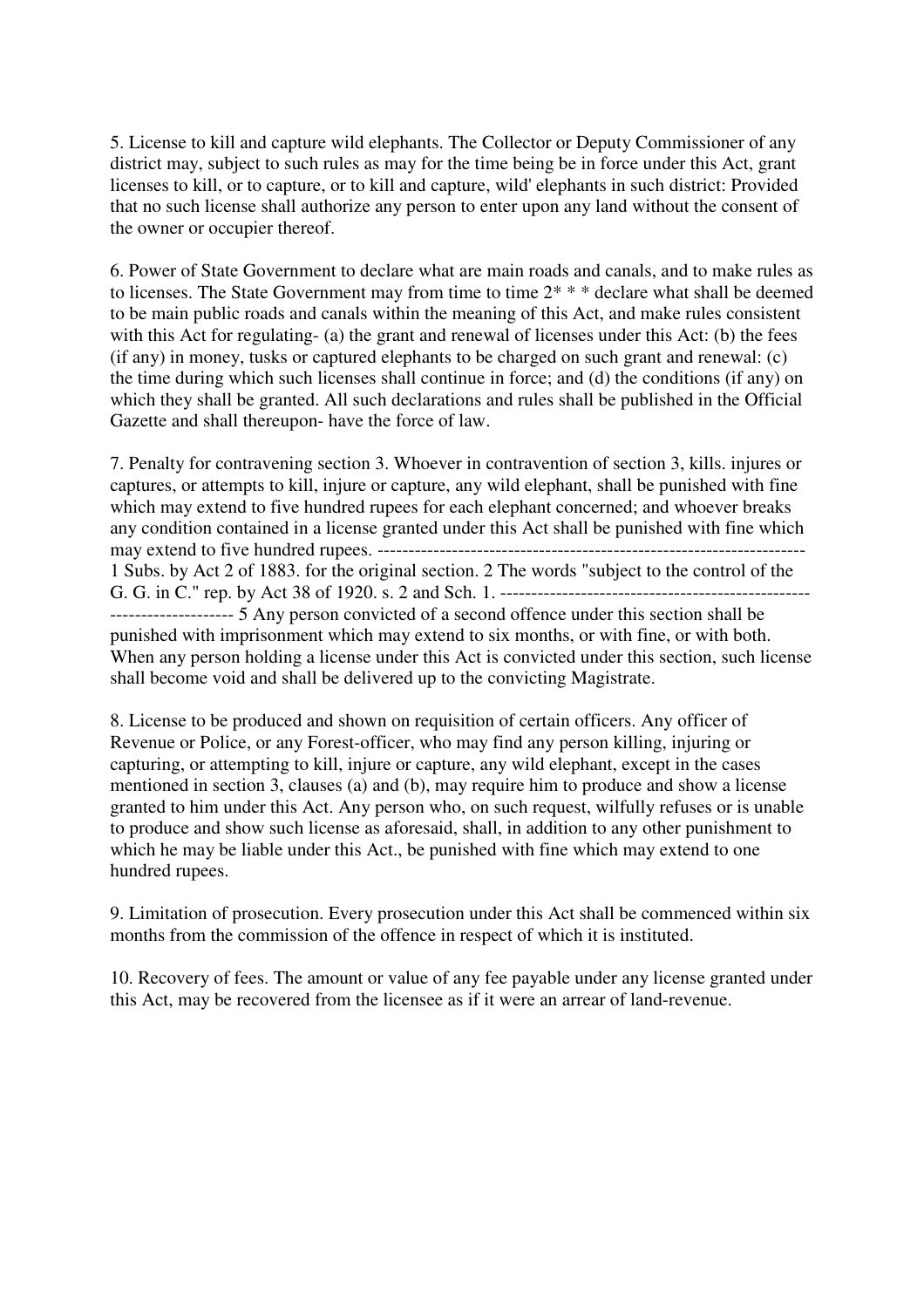5. License to kill and capture wild elephants. The Collector or Deputy Commissioner of any district may, subject to such rules as may for the time being be in force under this Act, grant licenses to kill, or to capture, or to kill and capture, wild' elephants in such district: Provided that no such license shall authorize any person to enter upon any land without the consent of the owner or occupier thereof.

6. Power of State Government to declare what are main roads and canals, and to make rules as to licenses. The State Government may from time to time 2* * * declare what shall be deemed to be main public roads and canals within the meaning of this Act, and make rules consistent with this Act for regulating- (a) the grant and renewal of licenses under this Act: (b) the fees (if any) in money, tusks or captured elephants to be charged on such grant and renewal: (c) the time during which such licenses shall continue in force; and (d) the conditions (if any) on which they shall be granted. All such declarations and rules shall be published in the Official Gazette and shall thereupon- have the force of law.

7. Penalty for contravening section 3. Whoever in contravention of section 3, kills. injures or captures, or attempts to kill, injure or capture, any wild elephant, shall be punished with fine which may extend to five hundred rupees for each elephant concerned; and whoever breaks any condition contained in a license granted under this Act shall be punished with fine which may extend to five hundred rupees. -------------------------------------------------------------------- 1 Subs. by Act 2 of 1883. for the original section. 2 The words "subject to the control of the G. G. in C." rep. by Act 38 of 1920. s. 2 and Sch. 1. -------------------------------------------------------------------- 5 Any person convicted of a second offence under this section shall be punished with imprisonment which may extend to six months, or with fine, or with both. When any person holding a license under this Act is convicted under this section, such license shall become void and shall be delivered up to the convicting Magistrate.

8. License to be produced and shown on requisition of certain officers. Any officer of Revenue or Police, or any Forest-officer, who may find any person killing, injuring or capturing, or attempting to kill, injure or capture, any wild elephant, except in the cases mentioned in section 3, clauses (a) and (b), may require him to produce and show a license granted to him under this Act. Any person who, on such request, wilfully refuses or is unable to produce and show such license as aforesaid, shall, in addition to any other punishment to which he may be liable under this Act., be punished with fine which may extend to one hundred rupees.

9. Limitation of prosecution. Every prosecution under this Act shall be commenced within six months from the commission of the offence in respect of which it is instituted.

10. Recovery of fees. The amount or value of any fee payable under any license granted under this Act, may be recovered from the licensee as if it were an arrear of land-revenue.